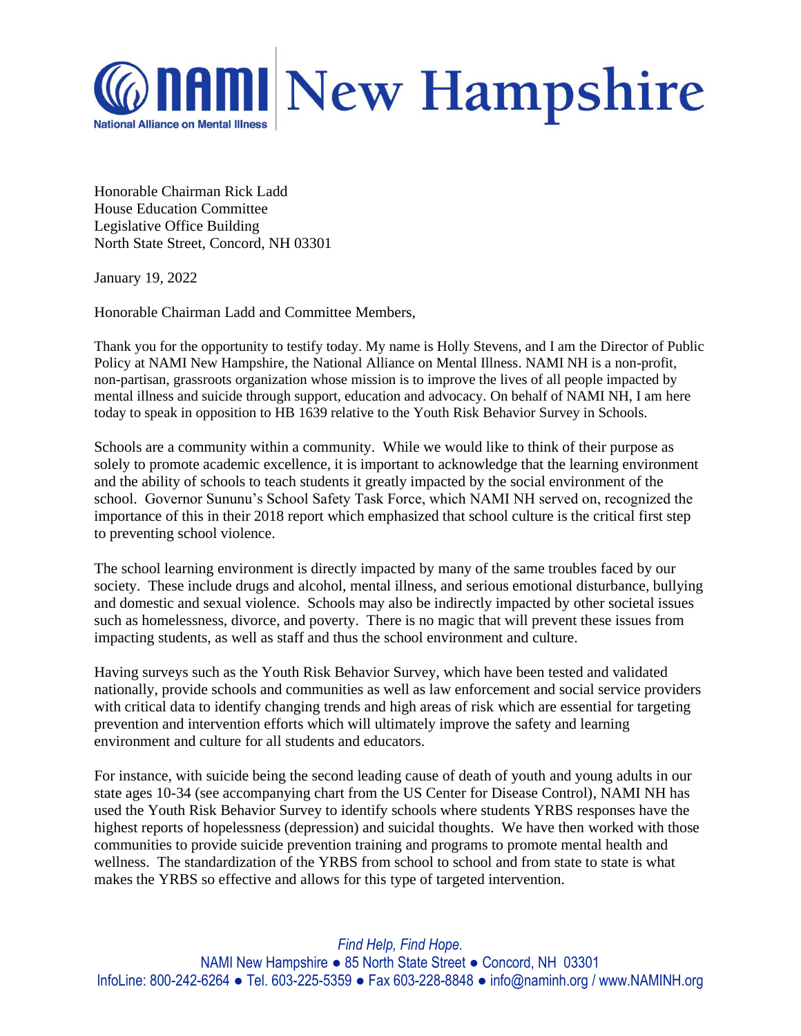# NAMI New Hampshire

National Alliance on Mental Illness

Honorable Chairman Rick Ladd
House Education Committee
Legislative Office Building
North State Street, Concord, NH 03301

January 19, 2022

Honorable Chairman Ladd and Committee Members,

Thank you for the opportunity to testify today. My name is Holly Stevens, and I am the Director of Public Policy at NAMI New Hampshire, the National Alliance on Mental Illness. NAMI NH is a non-profit, non-partisan, grassroots organization whose mission is to improve the lives of all people impacted by mental illness and suicide through support, education and advocacy. On behalf of NAMI NH, I am here today to speak in opposition to HB 1639 relative to the Youth Risk Behavior Survey in Schools.

Schools are a community within a community. While we would like to think of their purpose as solely to promote academic excellence, it is important to acknowledge that the learning environment and the ability of schools to teach students it greatly impacted by the social environment of the school. Governor Sununu's School Safety Task Force, which NAMI NH served on, recognized the importance of this in their 2018 report which emphasized that school culture is the critical first step to preventing school violence.

The school learning environment is directly impacted by many of the same troubles faced by our society. These include drugs and alcohol, mental illness, and serious emotional disturbance, bullying and domestic and sexual violence. Schools may also be indirectly impacted by other societal issues such as homelessness, divorce, and poverty. There is no magic that will prevent these issues from impacting students, as well as staff and thus the school environment and culture.

Having surveys such as the Youth Risk Behavior Survey, which have been tested and validated nationally, provide schools and communities as well as law enforcement and social service providers with critical data to identify changing trends and high areas of risk which are essential for targeting prevention and intervention efforts which will ultimately improve the safety and learning environment and culture for all students and educators.

For instance, with suicide being the second leading cause of death of youth and young adults in our state ages 10-34 (see accompanying chart from the US Center for Disease Control), NAMI NH has used the Youth Risk Behavior Survey to identify schools where students YRBS responses have the highest reports of hopelessness (depression) and suicidal thoughts. We have then worked with those communities to provide suicide prevention training and programs to promote mental health and wellness. The standardization of the YRBS from school to school and from state to state is what makes the YRBS so effective and allows for this type of targeted intervention.

*Find Help, Find Hope.*
NAMI New Hampshire ● 85 North State Street ● Concord, NH 03301
InfoLine: 800-242-6264 ● Tel. 603-225-5359 ● Fax 603-228-8848 ● info@naminh.org / www.NAMINH.org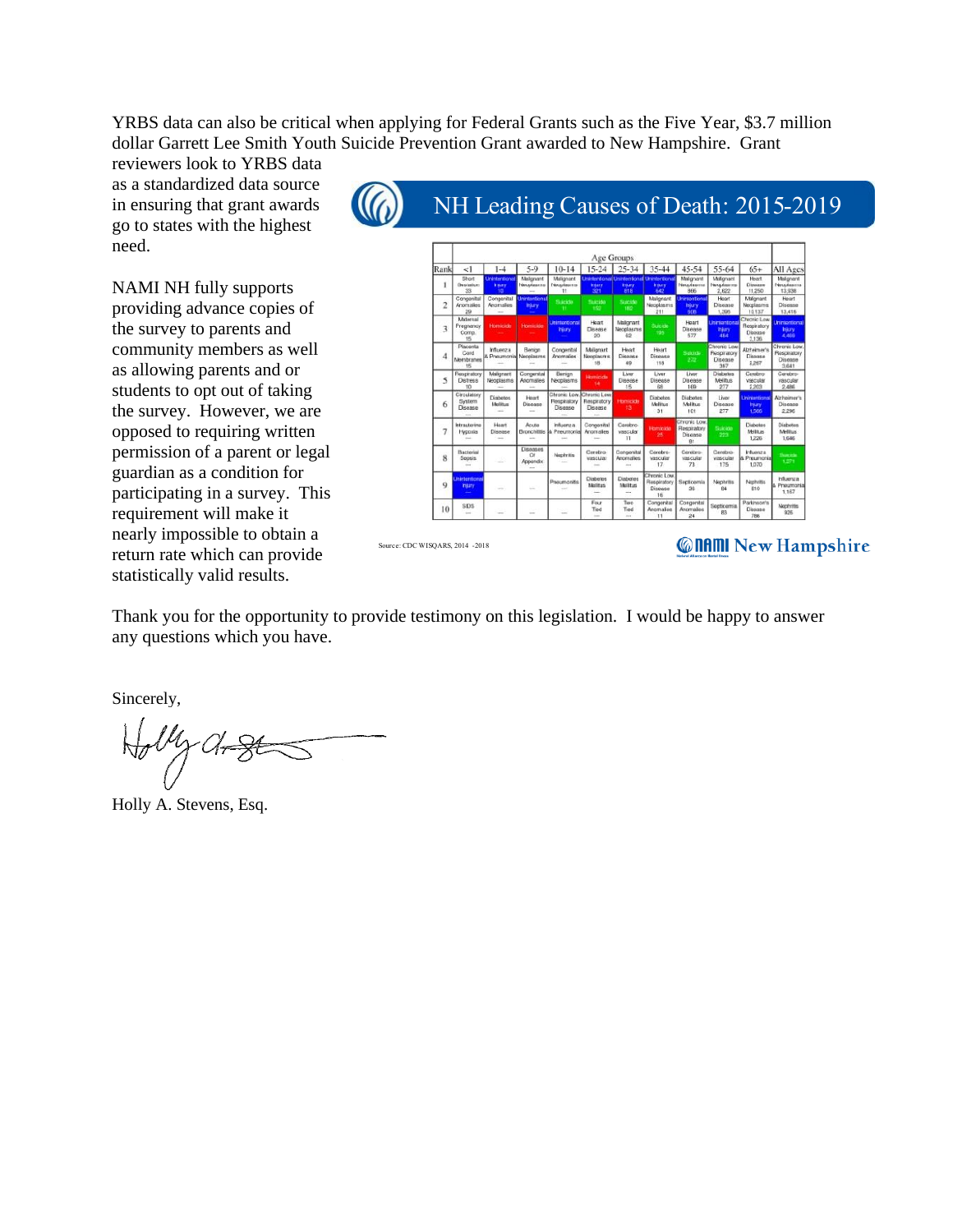YRBS data can also be critical when applying for Federal Grants such as the Five Year, $3.7 million dollar Garrett Lee Smith Youth Suicide Prevention Grant awarded to New Hampshire. Grant reviewers look to YRBS data as a standardized data source in ensuring that grant awards go to states with the highest need.

NAMI NH fully supports providing advance copies of the survey to parents and community members as well as allowing parents and or students to opt out of taking the survey. However, we are opposed to requiring written permission of a parent or legal guardian as a condition for participating in a survey. This requirement will make it nearly impossible to obtain a return rate which can provide statistically valid results.

## NH Leading Causes of Death: 2015-2019

| Rank | <1 | 1-4 | 5-9 | 10-14 | 15-24 | 25-34 | 35-44 | 45-54 | 55-64 | 65+ | All Ages |
|---|---|---|---|---|---|---|---|---|---|---|---|
| 1 | Short Gestation 33 | Unintentional Injury 10 | Malignant Neoplasms --- | Malignant Neoplasms 11 | Unintentional Injury 321 | Unintentional Injury 818 | Unintentional Injury 642 | Malignant Neoplasms 866 | Malignant Neoplasms 2,622 | Heart Disease 11,250 | Malignant Neoplasms 13,938 |
| 2 | Congenital Anomalies 29 | Congenital Anomalies --- | Unintentional Injury --- | Suicide 11 | Suicide 152 | Suicide 180 | Malignant Neoplasms 211 | Unintentional Injury 508 | Heart Disease 1,396 | Malignant Neoplasms 10,137 | Heart Disease 13,416 |
| 3 | Maternal Pregnancy Comp. 15 | Homicide --- | Homicide --- | Unintentional Injury --- | Heart Disease 20 | Malignant Neoplasms 62 | Suicide 193 | Heart Disease 577 | Unintentional Injury 464 | Chronic Low. Respiratory Disease 3,139 | Unintentional Injury 4,469 |
| 4 | Placenta Cord Membranes 15 | Influenza & Pneumonia --- | Benign Neoplasms --- | Congenital Anomalies --- | Malignant Neoplasms 18 | Heart Disease 49 | Heart Disease 118 | Suicide 272 | Chronic Low. Respiratory Disease 367 | Alzheimer's Disease 2,267 | Chronic Low. Respiratory Disease 3,641 |
| 5 | Respiratory Distress 10 | Malignant Neoplasms --- | Congenital Anomalies --- | Benign Neoplasms --- | Homicide 14 | Liver Disease 15 | Liver Disease 68 | Liver Disease 169 | Diabetes Mellitus 277 | Cerebro-vascular 2,203 | Cerebro-vascular 2,486 |
| 6 | Circulatory System Disease --- | Diabetes Mellitus --- | Heart Disease --- | Chronic Low. Respiratory Disease --- | Chronic Low. Respiratory Disease --- | Homicide 13 | Diabetes Mellitus 31 | Diabetes Mellitus 101 | Liver Disease 277 | Unintentional Injury 1,505 | Alzheimer's Disease 2,296 |
| 7 | Intrauterine Hypoxia --- | Heart Disease --- | Acute Bronchitis --- | Influenza & Pneumonia --- | Congenital Anomalies --- | Cerebro-vascular 11 | Homicide 25 | Chronic Low. Respiratory Disease 81 | Suicide 223 | Diabetes Mellitus 1,226 | Diabetes Mellitus 1,646 |
| 8 | Bacterial Sepsis --- | --- | Diseases Of Appendix --- | Nephritis --- | Cerebro-vascular --- | Congenital Anomalies --- | Cerebro-vascular 17 | Cerebro-vascular 73 | Cerebro-vascular 175 | Influenza & Pneumonia 1,070 | Suicide 1,271 |
| 9 | Unintentional Injury --- | --- | --- | Pneumonitis --- | Diabetes Mellitus --- | Diabetes Mellitus --- | Chronic Low. Respiratory Disease 16 | Septicemia 36 | Nephritis 84 | Nephritis 810 | Influenza & Pneumonia 1,167 |
| 10 | SIDS --- | --- | --- | --- | Four Tied --- | Two Tied --- | Congenital Anomalies 11 | Congenital Anomalies 24 | Septicemia 83 | Parkinson's Disease 786 | Nephritis 925 |

Source: CDC WISQARS, 2014 -2018

NAMI New Hampshire

Thank you for the opportunity to provide testimony on this legislation. I would be happy to answer any questions which you have.

Sincerely,

Holly A. Stevens, Esq.